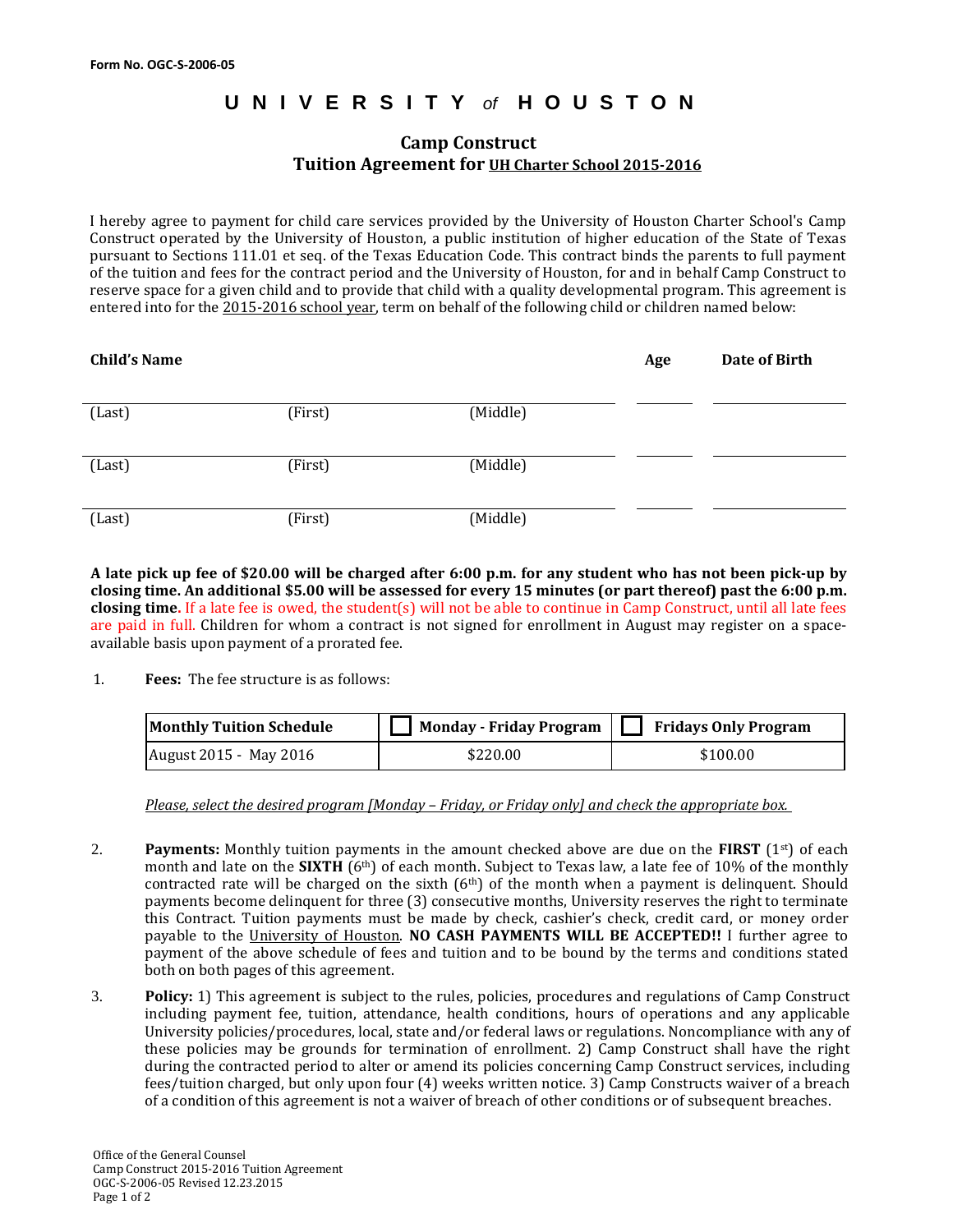Form No. OGC-S-2006-05

# UNIVERSITY *of* HOUSTON

## Camp Construct
## Tuition Agreement for UH Charter School 2015-2016

I hereby agree to payment for child care services provided by the University of Houston Charter School's Camp Construct operated by the University of Houston, a public institution of higher education of the State of Texas pursuant to Sections 111.01 et seq. of the Texas Education Code. This contract binds the parents to full payment of the tuition and fees for the contract period and the University of Houston, for and in behalf Camp Construct to reserve space for a given child and to provide that child with a quality developmental program. This agreement is entered into for the 2015-2016 school year, term on behalf of the following child or children named below:

| Child's Name | | | Age | Date of Birth |
|---|---|---|---|---|
| (Last) | (First) | (Middle) | | |
| (Last) | (First) | (Middle) | | |
| (Last) | (First) | (Middle) | | |

**A late pick up fee of $20.00 will be charged after 6:00 p.m. for any student who has not been pick-up by closing time. An additional $5.00 will be assessed for every 15 minutes (or part thereof) past the 6:00 p.m. closing time.** If a late fee is owed, the student(s) will not be able to continue in Camp Construct, until all late fees are paid in full. Children for whom a contract is not signed for enrollment in August may register on a space-available basis upon payment of a prorated fee.

1. **Fees:** The fee structure is as follows:

| Monthly Tuition Schedule | ☐ Monday - Friday Program | ☐ Fridays Only Program |
|---|---|---|
| August 2015 - May 2016 | $220.00 | $100.00 |

*Please, select the desired program [Monday – Friday, or Friday only] and check the appropriate box.*

2. **Payments:** Monthly tuition payments in the amount checked above are due on the **FIRST** (1st) of each month and late on the **SIXTH** (6th) of each month. Subject to Texas law, a late fee of 10% of the monthly contracted rate will be charged on the sixth (6th) of the month when a payment is delinquent. Should payments become delinquent for three (3) consecutive months, University reserves the right to terminate this Contract. Tuition payments must be made by check, cashier's check, credit card, or money order payable to the University of Houston. **NO CASH PAYMENTS WILL BE ACCEPTED!!** I further agree to payment of the above schedule of fees and tuition and to be bound by the terms and conditions stated both on both pages of this agreement.

3. **Policy:** 1) This agreement is subject to the rules, policies, procedures and regulations of Camp Construct including payment fee, tuition, attendance, health conditions, hours of operations and any applicable University policies/procedures, local, state and/or federal laws or regulations. Noncompliance with any of these policies may be grounds for termination of enrollment. 2) Camp Construct shall have the right during the contracted period to alter or amend its policies concerning Camp Construct services, including fees/tuition charged, but only upon four (4) weeks written notice. 3) Camp Constructs waiver of a breach of a condition of this agreement is not a waiver of breach of other conditions or of subsequent breaches.

Office of the General Counsel
Camp Construct 2015-2016 Tuition Agreement
OGC-S-2006-05 Revised 12.23.2015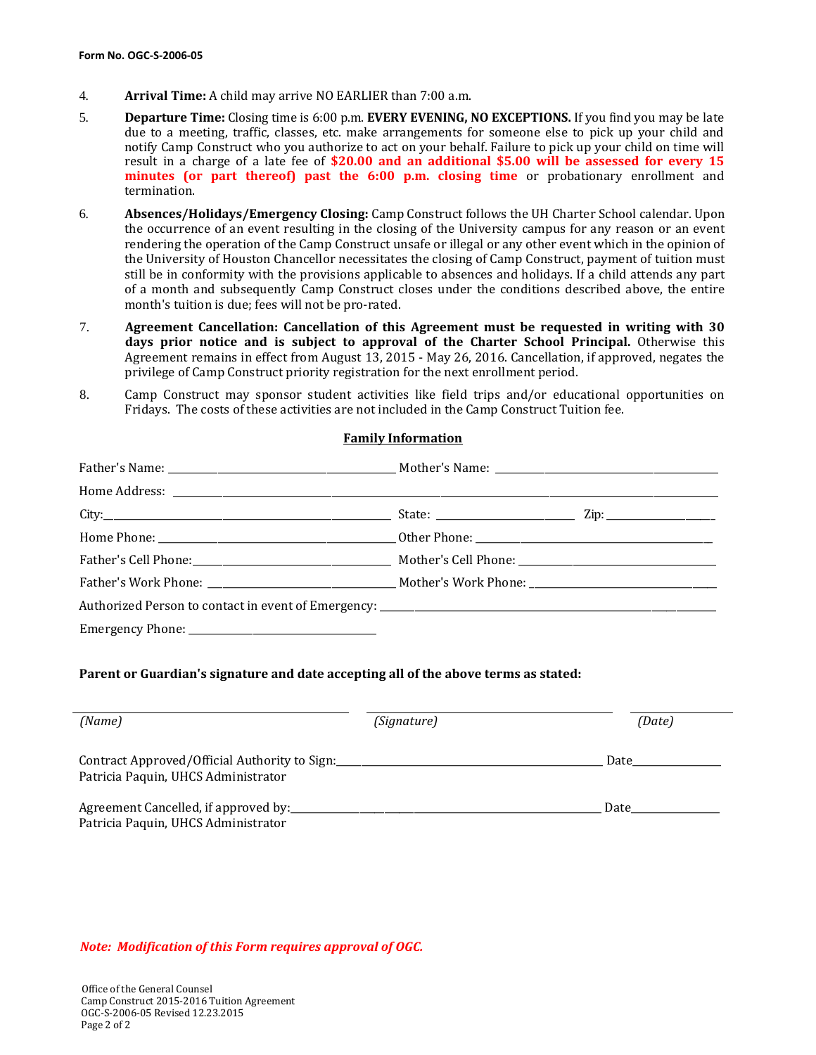Form No. OGC-S-2006-05

4. **Arrival Time:** A child may arrive NO EARLIER than 7:00 a.m.

5. **Departure Time:** Closing time is 6:00 p.m. **EVERY EVENING, NO EXCEPTIONS.** If you find you may be late due to a meeting, traffic, classes, etc. make arrangements for someone else to pick up your child and notify Camp Construct who you authorize to act on your behalf. Failure to pick up your child on time will result in a charge of a late fee of **$20.00 and an additional $5.00 will be assessed for every 15 minutes (or part thereof) past the 6:00 p.m. closing time** or probationary enrollment and termination.

6. **Absences/Holidays/Emergency Closing:** Camp Construct follows the UH Charter School calendar. Upon the occurrence of an event resulting in the closing of the University campus for any reason or an event rendering the operation of the Camp Construct unsafe or illegal or any other event which in the opinion of the University of Houston Chancellor necessitates the closing of Camp Construct, payment of tuition must still be in conformity with the provisions applicable to absences and holidays. If a child attends any part of a month and subsequently Camp Construct closes under the conditions described above, the entire month's tuition is due; fees will not be pro-rated.

7. **Agreement Cancellation: Cancellation of this Agreement must be requested in writing with 30 days prior notice and is subject to approval of the Charter School Principal.** Otherwise this Agreement remains in effect from August 13, 2015 - May 26, 2016. Cancellation, if approved, negates the privilege of Camp Construct priority registration for the next enrollment period.

8. Camp Construct may sponsor student activities like field trips and/or educational opportunities on Fridays. The costs of these activities are not included in the Camp Construct Tuition fee.

## Family Information

Father's Name: ______________________ Mother's Name: ______________________

Home Address: ______________________________________________

City: ______________________ State: ____________ Zip: ____________

Home Phone: ______________________ Other Phone: ______________________

Father's Cell Phone: ______________________ Mother's Cell Phone: ______________________

Father's Work Phone: ______________________ Mother's Work Phone: ______________________

Authorized Person to contact in event of Emergency: ______________________________

Emergency Phone: ______________________

**Parent or Guardian's signature and date accepting all of the above terms as stated:**

______________________ ______________________ ____________

*(Name)* *(Signature)* *(Date)*

Contract Approved/Official Authority to Sign: ______________________ Date ____________
Patricia Paquin, UHCS Administrator

Agreement Cancelled, if approved by: ______________________ Date ____________
Patricia Paquin, UHCS Administrator

*Note: Modification of this Form requires approval of OGC.*

Office of the General Counsel
Camp Construct 2015-2016 Tuition Agreement
OGC-S-2006-05 Revised 12.23.2015